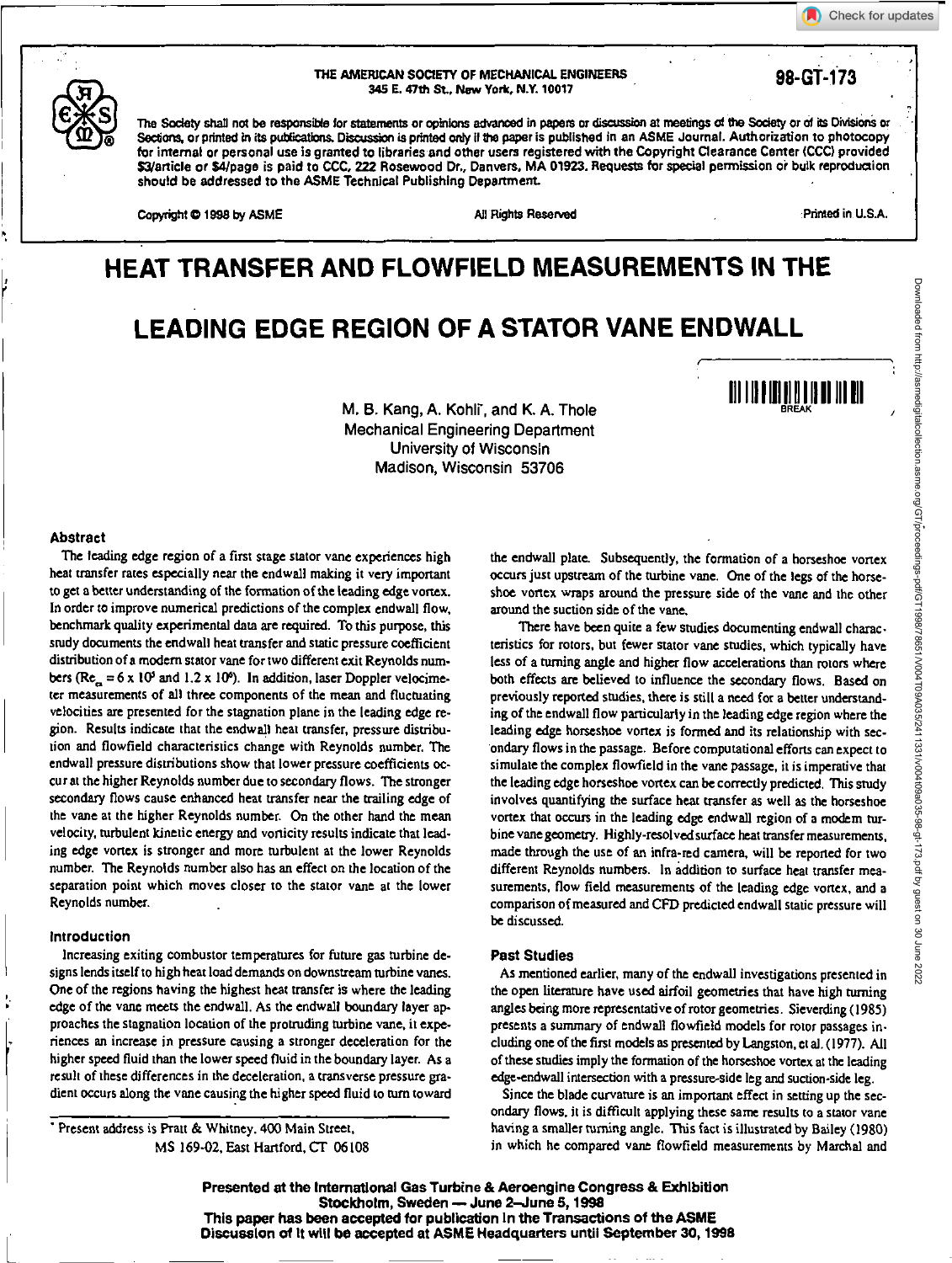THE AMERICAN SOCIETY OF MECHANICAL ENGINEERS
345 E. 47th St., New York, N.Y. 10017

98-GT-173

The Society shall not be responsible for statements or opinions advanced in papers or discussion at meetings of the Society or of its Divisions or Sections, or printed in its publications. Discussion is printed only if the paper is published in an ASME Journal. Authorization to photocopy for internal or personal use is granted to libraries and other users registered with the Copyright Clearance Center (CCC) provided \$3/article or \$4/page is paid to CCC, 222 Rosewood Dr., Danvers, MA 01923. Requests for special permission or bulk reproduction should be addressed to the ASME Technical Publishing Department.

Copyright © 1998 by ASME — All Rights Reserved — Printed in U.S.A.

# HEAT TRANSFER AND FLOWFIELD MEASUREMENTS IN THE LEADING EDGE REGION OF A STATOR VANE ENDWALL

M. B. Kang, A. Kohli*, and K. A. Thole
Mechanical Engineering Department
University of Wisconsin
Madison, Wisconsin 53706

## Abstract

The leading edge region of a first stage stator vane experiences high heat transfer rates especially near the endwall making it very important to get a better understanding of the formation of the leading edge vortex. In order to improve numerical predictions of the complex endwall flow, benchmark quality experimental data are required. To this purpose, this study documents the endwall heat transfer and static pressure coefficient distribution of a modern stator vane for two different exit Reynolds numbers ($Re_{ex} = 6 \times 10^5$ and $1.2 \times 10^6$). In addition, laser Doppler velocimeter measurements of all three components of the mean and fluctuating velocities are presented for the stagnation plane in the leading edge region. Results indicate that the endwall heat transfer, pressure distribution and flowfield characteristics change with Reynolds number. The endwall pressure distributions show that lower pressure coefficients occur at the higher Reynolds number due to secondary flows. The stronger secondary flows cause enhanced heat transfer near the trailing edge of the vane at the higher Reynolds number. On the other hand the mean velocity, turbulent kinetic energy and vorticity results indicate that leading edge vortex is stronger and more turbulent at the lower Reynolds number. The Reynolds number also has an effect on the location of the separation point which moves closer to the stator vane at the lower Reynolds number.

## Introduction

Increasing exiting combustor temperatures for future gas turbine designs lends itself to high heat load demands on downstream turbine vanes. One of the regions having the highest heat transfer is where the leading edge of the vane meets the endwall. As the endwall boundary layer approaches the stagnation location of the protruding turbine vane, it experiences an increase in pressure causing a stronger deceleration for the higher speed fluid than the lower speed fluid in the boundary layer. As a result of these differences in the deceleration, a transverse pressure gradient occurs along the vane causing the higher speed fluid to turn toward the endwall plate. Subsequently, the formation of a horseshoe vortex occurs just upstream of the turbine vane. One of the legs of the horseshoe vortex wraps around the pressure side of the vane and the other around the suction side of the vane.

There have been quite a few studies documenting endwall characteristics for rotors, but fewer stator vane studies, which typically have less of a turning angle and higher flow accelerations than rotors where both effects are believed to influence the secondary flows. Based on previously reported studies, there is still a need for a better understanding of the endwall flow particularly in the leading edge region where the leading edge horseshoe vortex is formed and its relationship with secondary flows in the passage. Before computational efforts can expect to simulate the complex flowfield in the vane passage, it is imperative that the leading edge horseshoe vortex can be correctly predicted. This study involves quantifying the surface heat transfer as well as the horseshoe vortex that occurs in the leading edge endwall region of a modern turbine vane geometry. Highly-resolved surface heat transfer measurements, made through the use of an infra-red camera, will be reported for two different Reynolds numbers. In addition to surface heat transfer measurements, flow field measurements of the leading edge vortex, and a comparison of measured and CFD predicted endwall static pressure will be discussed.

## Past Studies

As mentioned earlier, many of the endwall investigations presented in the open literature have used airfoil geometries that have high turning angles being more representative of rotor geometries. Sieverding (1985) presents a summary of endwall flowfield models for rotor passages including one of the first models as presented by Langston, et al. (1977). All of these studies imply the formation of the horseshoe vortex at the leading edge-endwall intersection with a pressure-side leg and suction-side leg.

Since the blade curvature is an important effect in setting up the secondary flows, it is difficult applying these same results to a stator vane having a smaller turning angle. This fact is illustrated by Bailey (1980) in which he compared vane flowfield measurements by Marchal and

\* Present address is Pratt & Whitney, 400 Main Street, MS 169-02, East Hartford, CT 06108

Presented at the International Gas Turbine & Aeroengine Congress & Exhibition
Stockholm, Sweden — June 2–June 5, 1998
This paper has been accepted for publication in the Transactions of the ASME
Discussion of it will be accepted at ASME Headquarters until September 30, 1998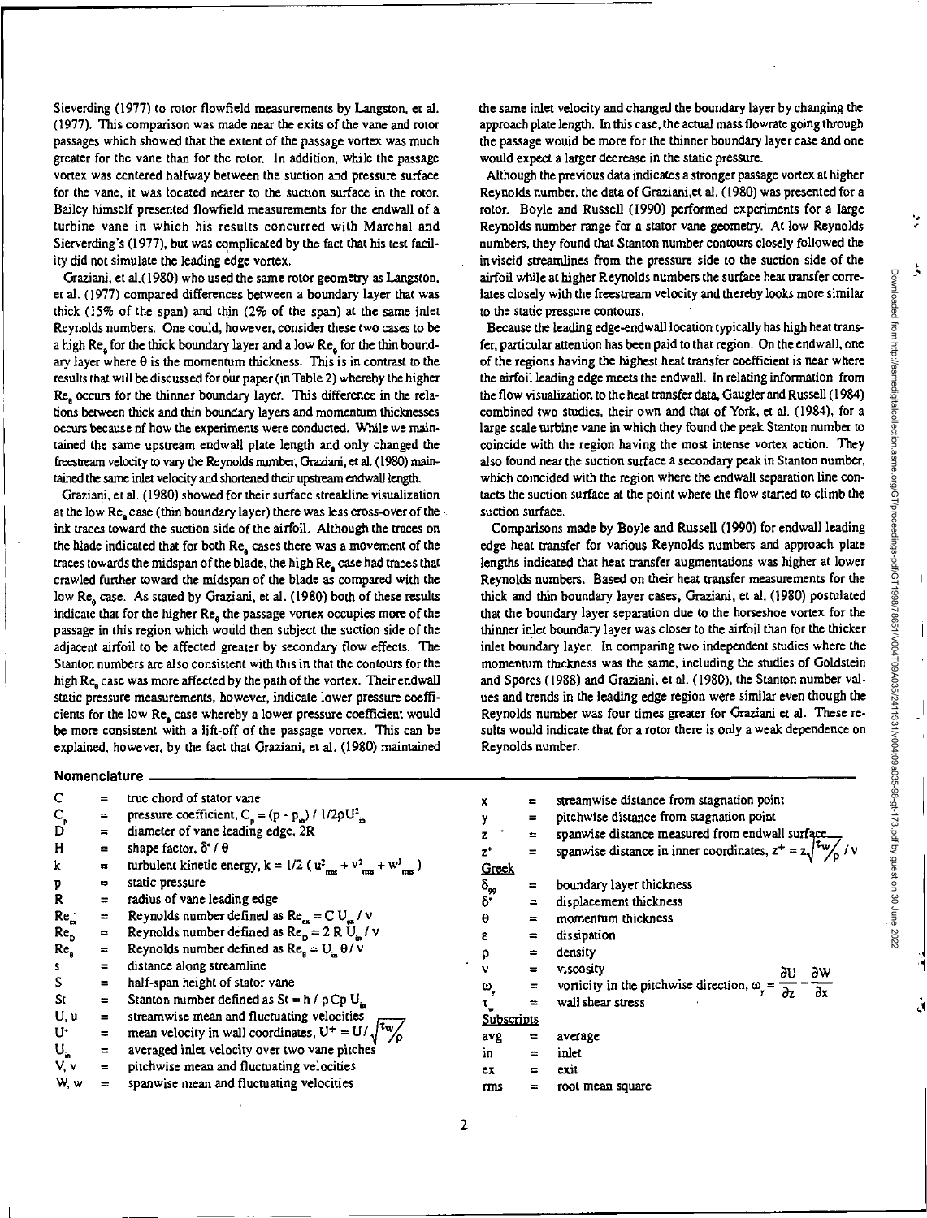Sieverding (1977) to rotor flowfield measurements by Langston, et al. (1977). This comparison was made near the exits of the vane and rotor passages which showed that the extent of the passage vortex was much greater for the vane than for the rotor. In addition, while the passage vortex was centered halfway between the suction and pressure surface for the vane, it was located nearer to the suction surface in the rotor. Bailey himself presented flowfield measurements for the endwall of a turbine vane in which his results concurred with Marchal and Sierverding's (1977), but was complicated by the fact that his test facility did not simulate the leading edge vortex.

Graziani, et al.(1980) who used the same rotor geometry as Langston, et al. (1977) compared differences between a boundary layer that was thick (15% of the span) and thin (2% of the span) at the same inlet Reynolds numbers. One could, however, consider these two cases to be a high $Re_\theta$ for the thick boundary layer and a low $Re_\theta$ for the thin boundary layer where $\theta$ is the momentum thickness. This is in contrast to the results that will be discussed for our paper (in Table 2) whereby the higher $Re_\theta$ occurs for the thinner boundary layer. This difference in the relations between thick and thin boundary layers and momentum thicknesses occurs because of how the experiments were conducted. While we maintained the same upstream endwall plate length and only changed the freestream velocity to vary the Reynolds number, Graziani, et al. (1980) maintained the same inlet velocity and shortened their upstream endwall length.

Graziani, et al. (1980) showed for their surface streakline visualization at the low $Re_\theta$ case (thin boundary layer) there was less cross-over of the ink traces toward the suction side of the airfoil. Although the traces on the blade indicated that for both $Re_\theta$ cases there was a movement of the traces towards the midspan of the blade, the high $Re_\theta$ case had traces that crawled further toward the midspan of the blade as compared with the low $Re_\theta$ case. As stated by Graziani, et al. (1980) both of these results indicate that for the higher $Re_\theta$ the passage vortex occupies more of the passage in this region which would then subject the suction side of the adjacent airfoil to be affected greater by secondary flow effects. The Stanton numbers are also consistent with this in that the contours for the high $Re_\theta$ case was more affected by the path of the vortex. Their endwall static pressure measurements, however, indicate lower pressure coefficients for the low $Re_\theta$ case whereby a lower pressure coefficient would be more consistent with a lift-off of the passage vortex. This can be explained, however, by the fact that Graziani, et al. (1980) maintained the same inlet velocity and changed the boundary layer by changing the approach plate length. In this case, the actual mass flowrate going through the passage would be more for the thinner boundary layer case and one would expect a larger decrease in the static pressure.

Although the previous data indicates a stronger passage vortex at higher Reynolds number, the data of Graziani,et al. (1980) was presented for a rotor. Boyle and Russell (1990) performed experiments for a large Reynolds number range for a stator vane geometry. At low Reynolds numbers, they found that Stanton number contours closely followed the inviscid streamlines from the pressure side to the suction side of the airfoil while at higher Reynolds numbers the surface heat transfer correlates closely with the freestream velocity and thereby looks more similar to the static pressure contours.

Because the leading edge-endwall location typically has high heat transfer, particular attention has been paid to that region. On the endwall, one of the regions having the highest heat transfer coefficient is near where the airfoil leading edge meets the endwall. In relating information from the flow visualization to the heat transfer data, Gaugler and Russell (1984) combined two studies, their own and that of York, et al. (1984), for a large scale turbine vane in which they found the peak Stanton number to coincide with the region having the most intense vortex action. They also found near the suction surface a secondary peak in Stanton number, which coincided with the region where the endwall separation line contacts the suction surface at the point where the flow started to climb the suction surface.

Comparisons made by Boyle and Russell (1990) for endwall leading edge heat transfer for various Reynolds numbers and approach plate lengths indicated that heat transfer augmentations was higher at lower Reynolds numbers. Based on their heat transfer measurements for the thick and thin boundary layer cases, Graziani, et al. (1980) postulated that the boundary layer separation due to the horseshoe vortex for the thinner inlet boundary layer was closer to the airfoil than for the thicker inlet boundary layer. In comparing two independent studies where the momentum thickness was the same, including the studies of Goldstein and Spores (1988) and Graziani, et al. (1980), the Stanton number values and trends in the leading edge region were similar even though the Reynolds number was four times greater for Graziani et al. These results would indicate that for a rotor there is only a weak dependence on Reynolds number.

## Nomenclature

| | | |
|---|---|---|
| $C$ | = | true chord of stator vane |
| $C_p$ | = | pressure coefficient; $C_p = (p - p_{in}) / 1/2\rho U_{in}^2$ |
| $D$ | = | diameter of vane leading edge, 2R |
| $H$ | = | shape factor, $\delta^* / \theta$ |
| $k$ | = | turbulent kinetic energy, $k = 1/2\,(u_{rms}^2 + v_{rms}^2 + w_{rms}^2)$ |
| $p$ | = | static pressure |
| $R$ | = | radius of vane leading edge |
| $Re_{ex}$ | = | Reynolds number defined as $Re_{ex} = C\,U_{ex} / \nu$ |
| $Re_D$ | = | Reynolds number defined as $Re_D = 2\,R\,U_{in} / \nu$ |
| $Re_\theta$ | = | Reynolds number defined as $Re_\theta = U_{in}\,\theta / \nu$ |
| $s$ | = | distance along streamline |
| $S$ | = | half-span height of stator vane |
| $St$ | = | Stanton number defined as $St = h / \rho Cp\, U_{in}$ |
| $U, u$ | = | streamwise mean and fluctuating velocities |
| $U^+$ | = | mean velocity in wall coordinates, $U^+ = U / \sqrt{\tau_w / \rho}$ |
| $U_{in}$ | = | averaged inlet velocity over two vane pitches |
| $V, v$ | = | pitchwise mean and fluctuating velocities |
| $W, w$ | = | spanwise mean and fluctuating velocities |
| $x$ | = | streamwise distance from stagnation point |
| $y$ | = | pitchwise distance from stagnation point |
| $z$ | = | spanwise distance measured from endwall surface |
| $z^+$ | = | spanwise distance in inner coordinates, $z^+ = z\sqrt{\tau_w / \rho} / \nu$ |

**Greek**

| | | |
|---|---|---|
| $\delta_{99}$ | = | boundary layer thickness |
| $\delta^*$ | = | displacement thickness |
| $\theta$ | = | momentum thickness |
| $\varepsilon$ | = | dissipation |
| $\rho$ | = | density |
| $\nu$ | = | viscosity |
| $\omega_y$ | = | vorticity in the pitchwise direction, $\omega_y = \frac{\partial U}{\partial z} - \frac{\partial W}{\partial x}$ |
| $\tau_w$ | = | wall shear stress |

**Subscripts**

| | | |
|---|---|---|
| avg | = | average |
| in | = | inlet |
| ex | = | exit |
| rms | = | root mean square |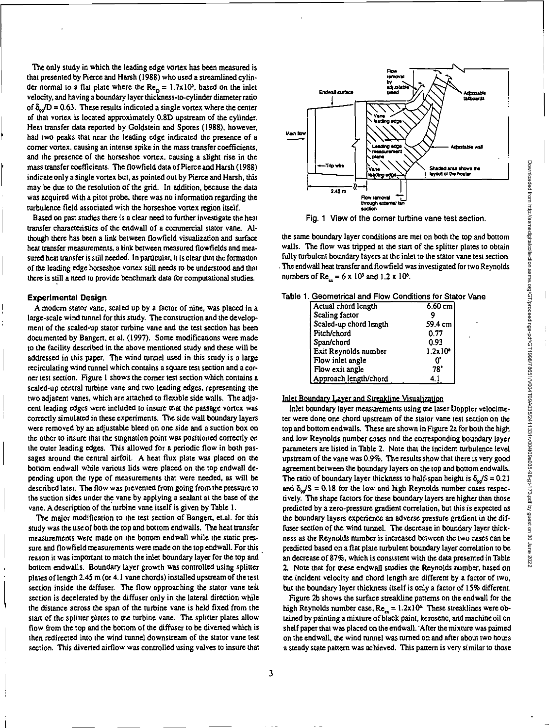The only study in which the leading edge vortex has been measured is that presented by Pierce and Harsh (1988) who used a streamlined cylinder normal to a flat plate where the $Re_D = 1.7x10^5$, based on the inlet velocity, and having a boundary layer thickness-to-cylinder diameter ratio of $\delta_{99}/D = 0.63$. These results indicated a single vortex where the center of that vortex is located approximately 0.8D upstream of the cylinder. Heat transfer data reported by Goldstein and Spores (1988), however, had two peaks that near the leading edge indicated the presence of a corner vortex, causing an intense spike in the mass transfer coefficients, and the presence of the horseshoe vortex, causing a slight rise in the mass transfer coefficients. The flowfield data of Pierce and Harsh (1988) indicate only a single vortex but, as pointed out by Pierce and Harsh, this may be due to the resolution of the grid. In addition, because the data was acquired with a pitot probe, there was no information regarding the turbulence field associated with the horseshoe vortex region itself.

Based on past studies there is a clear need to further investigate the heat transfer characteristics of the endwall of a commercial stator vane. Although there has been a link between flowfield visualization and surface heat transfer measurements, a link between measured flowfields and measured heat transfer is still needed. In particular, it is clear that the formation of the leading edge horseshoe vortex still needs to be understood and that there is still a need to provide benchmark data for computational studies.

## Experimental Design

A modern stator vane, scaled up by a factor of nine, was placed in a large-scale wind tunnel for this study. The construction and the development of the scaled-up stator turbine vane and the test section has been documented by Bangert, et al. (1997). Some modifications were made to the facility described in the above mentioned study and these will be addressed in this paper. The wind tunnel used in this study is a large recirculating wind tunnel which contains a square test section and a corner test section. Figure 1 shows the corner test section which contains a scaled-up central turbine vane and two leading edges, representing the two adjacent vanes, which are attached to flexible side walls. The adjacent leading edges were included to insure that the passage vortex was correctly simulated in these experiments. The side wall boundary layers were removed by an adjustable bleed on one side and a suction box on the other to insure that the stagnation point was positioned correctly on the outer leading edges. This allowed for a periodic flow in both passages around the central airfoil. A heat flux plate was placed on the bottom endwall while various lids were placed on the top endwall depending upon the type of measurements that were needed, as will be described later. The flow was prevented from going from the pressure to the suction sides under the vane by applying a sealant at the base of the vane. A description of the turbine vane itself is given by Table 1.

The major modification to the test section of Bangert, et.al. for this study was the use of both the top and bottom endwalls. The heat transfer measurements were made on the bottom endwall while the static pressure and flowfield measurements were made on the top endwall. For this reason it was important to match the inlet boundary layer for the top and bottom endwalls. Boundary layer growth was controlled using splitter plates of length 2.45 m (or 4.1 vane chords) installed upstream of the test section inside the diffuser. The flow approaching the stator vane test section is decelerated by the diffuser only in the lateral direction while the distance across the span of the turbine vane is held fixed from the start of the splitter plates to the turbine vane. The splitter plates allow flow from the top and the bottom of the diffuser to be diverted which is then redirected into the wind tunnel downstream of the stator vane test section. This diverted airflow was controlled using valves to insure that the same boundary layer conditions are met on both the top and bottom walls. The flow was tripped at the start of the splitter plates to obtain fully turbulent boundary layers at the inlet to the stator vane test section. The endwall heat transfer and flowfield was investigated for two Reynolds numbers of $Re_{ex} = 6 \times 10^5$ and $1.2 \times 10^6$.

Fig. 1 View of the corner turbine vane test section.

Table 1. Geometrical and Flow Conditions for Stator Vane

| | |
|---|---|
| Actual chord length | 6.60 cm |
| Scaling factor | 9 |
| Scaled-up chord length | 59.4 cm |
| Pitch/chord | 0.77 |
| Span/chord | 0.93 |
| Exit Reynolds number | $1.2x10^6$ |
| Flow inlet angle | 0° |
| Flow exit angle | 78° |
| Approach length/chord | 4.1 |

### Inlet Boundary Layer and Streakline Visualization

Inlet boundary layer measurements using the laser Doppler velocimeter were done one chord upstream of the stator vane test section on the top and bottom endwalls. These are shown in Figure 2a for both the high and low Reynolds number cases and the corresponding boundary layer parameters are listed in Table 2. Note that the incident turbulence level upstream of the vane was 0.9%. The results show that there is very good agreement between the boundary layers on the top and bottom endwalls. The ratio of boundary layer thickness to half-span height is $\delta_{99}/S = 0.21$ and $\delta_{99}/S = 0.18$ for the low and high Reynolds number cases respectively. The shape factors for these boundary layers are higher than those predicted by a zero-pressure gradient correlation, but this is expected as the boundary layers experience an adverse pressure gradient in the diffuser section of the wind tunnel. The decrease in boundary layer thickness as the Reynolds number is increased between the two cases can be predicted based on a flat plate turbulent boundary layer correlation to be an decrease of 87%, which is consistent with the data presented in Table 2. Note that for these endwall studies the Reynolds number, based on the incident velocity and chord length are different by a factor of two, but the boundary layer thickness itself is only a factor of 15% different.

Figure 2b shows the surface streakline patterns on the endwall for the high Reynolds number case, $Re_{ex} = 1.2x10^6$. These streaklines were obtained by painting a mixture of black paint, kerosene, and machine oil on shelf paper that was placed on the endwall. After the mixture was painted on the endwall, the wind tunnel was turned on and after about two hours a steady state pattern was achieved. This pattern is very similar to those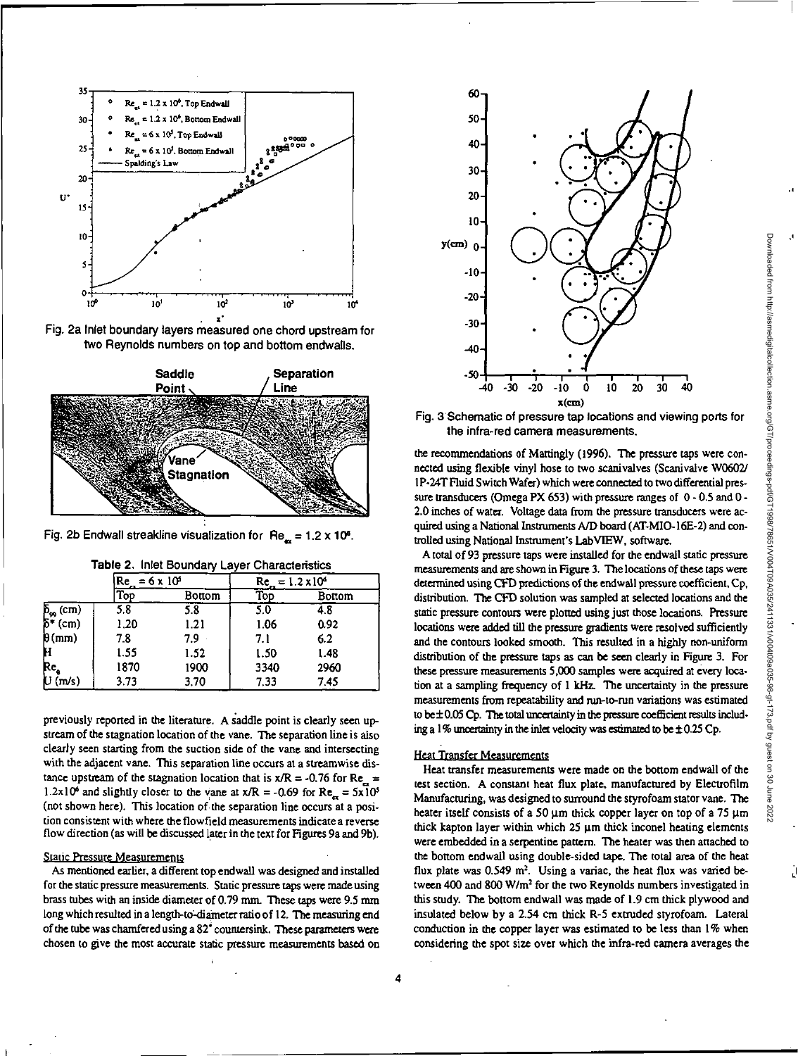Fig. 2a Inlet boundary layers measured one chord upstream for two Reynolds numbers on top and bottom endwalls.

Fig. 2b Endwall streakline visualization for $Re_{ex} = 1.2 \times 10^6$.

**Table 2. Inlet Boundary Layer Characteristics**

| | $Re_{ex} = 6 \times 10^5$ | | $Re_{ex} = 1.2 \times 10^6$ | |
|---|---|---|---|---|
| | Top | Bottom | Top | Bottom |
| $\delta_{99}$ (cm) | 5.8 | 5.8 | 5.0 | 4.8 |
| $\delta^*$ (cm) | 1.20 | 1.21 | 1.06 | 0.92 |
| $\theta$(mm) | 7.8 | 7.9 | 7.1 | 6.2 |
| H | 1.55 | 1.52 | 1.50 | 1.48 |
| $Re_\theta$ | 1870 | 1900 | 3340 | 2960 |
| U (m/s) | 3.73 | 3.70 | 7.33 | 7.45 |

previously reported in the literature. A saddle point is clearly seen upstream of the stagnation location of the vane. The separation line is also clearly seen starting from the suction side of the vane and intersecting with the adjacent vane. This separation line occurs at a streamwise distance upstream of the stagnation location that is $x/R = -0.76$ for $Re_{ex} = 1.2 \times 10^6$ and slightly closer to the vane at $x/R = -0.69$ for $Re_{ex} = 5 \times 10^5$ (not shown here). This location of the separation line occurs at a position consistent with where the flowfield measurements indicate a reverse flow direction (as will be discussed later in the text for Figures 9a and 9b).

### Static Pressure Measurements

As mentioned earlier, a different top endwall was designed and installed for the static pressure measurements. Static pressure taps were made using brass tubes with an inside diameter of 0.79 mm. These taps were 9.5 mm long which resulted in a length-to-diameter ratio of 12. The measuring end of the tube was chamfered using a 82° countersink. These parameters were chosen to give the most accurate static pressure measurements based on

Fig. 3 Schematic of pressure tap locations and viewing ports for the infra-red camera measurements.

the recommendations of Mattingly (1996). The pressure taps were connected using flexible vinyl hose to two scanivalves (Scanivalve W0602/1P-24T Fluid Switch Wafer) which were connected to two differential pressure transducers (Omega PX 653) with pressure ranges of 0 - 0.5 and 0 - 2.0 inches of water. Voltage data from the pressure transducers were acquired using a National Instruments A/D board (AT-MIO-16E-2) and controlled using National Instrument's LabVIEW, software.

A total of 93 pressure taps were installed for the endwall static pressure measurements and are shown in Figure 3. The locations of these taps were determined using CFD predictions of the endwall pressure coefficient, Cp, distribution. The CFD solution was sampled at selected locations and the static pressure contours were plotted using just those locations. Pressure locations were added till the pressure gradients were resolved sufficiently and the contours looked smooth. This resulted in a highly non-uniform distribution of the pressure taps as can be seen clearly in Figure 3. For these pressure measurements 5,000 samples were acquired at every location at a sampling frequency of 1 kHz. The uncertainty in the pressure measurements from repeatability and run-to-run variations was estimated to be $\pm 0.05$ Cp. The total uncertainty in the pressure coefficient results including a 1% uncertainty in the inlet velocity was estimated to be $\pm 0.25$ Cp.

### Heat Transfer Measurements

Heat transfer measurements were made on the bottom endwall of the test section. A constant heat flux plate, manufactured by Electrofilm Manufacturing, was designed to surround the styrofoam stator vane. The heater itself consists of a 50 μm thick copper layer on top of a 75 μm thick kapton layer within which 25 μm thick inconel heating elements were embedded in a serpentine pattern. The heater was then attached to the bottom endwall using double-sided tape. The total area of the heat flux plate was 0.549 $m^2$. Using a variac, the heat flux was varied between 400 and 800 $W/m^2$ for the two Reynolds numbers investigated in this study. The bottom endwall was made of 1.9 cm thick plywood and insulated below by a 2.54 cm thick R-5 extruded styrofoam. Lateral conduction in the copper layer was estimated to be less than 1% when considering the spot size over which the infra-red camera averages the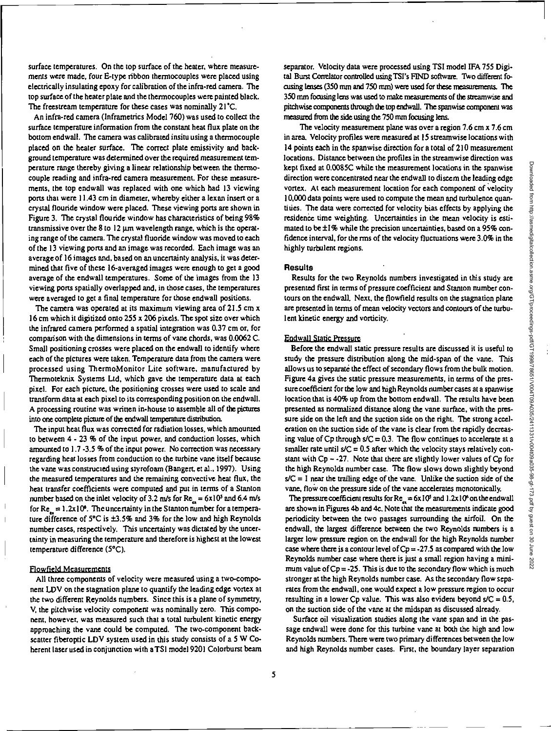surface temperatures. On the top surface of the heater, where measurements were made, four E-type ribbon thermocouples were placed using electrically insulating epoxy for calibration of the infra-red camera. The top surface of the heater plate and the thermocouples were painted black. The freestream temperature for these cases was nominally 21°C.

An infra-red camera (Inframetrics Model 760) was used to collect the surface temperature information from the constant heat flux plate on the bottom endwall. The camera was calibrated insitu using a thermocouple placed on the heater surface. The correct plate emissivity and background temperature was determined over the required measurement temperature range thereby giving a linear relationship between the thermocouple reading and infra-red camera measurement. For these measurements, the top endwall was replaced with one which had 13 viewing ports that were 11.43 cm in diameter, whereby either a lexan insert or a crystal flouride window were placed. These viewing ports are shown in Figure 3. The crystal flouride window has characteristics of being 98% transmissive over the 8 to 12 μm wavelength range, which is the operating range of the camera. The crystal fluoride window was moved to each of the 13 viewing ports and an image was recorded. Each image was an average of 16 images and, based on an uncertainty analysis, it was determined that five of these 16-averaged images were enough to get a good average of the endwall temperatures. Some of the images from the 13 viewing ports spatially overlapped and, in those cases, the temperatures were averaged to get a final temperature for those endwall positions.

The camera was operated at its maximum viewing area of 21.5 cm x 16 cm which it digitized onto 255 x 206 pixels. The spot size over which the infrared camera performed a spatial integration was 0.37 cm or, for comparison with the dimensions in terms of vane chords, was 0.0062 C. Small positioning crosses were placed on the endwall to identify where each of the pictures were taken. Temperature data from the camera were processed using ThermoMonitor Lite software, manufactured by Thermoteknix Systems Ltd, which gave the temperature data at each pixel. For each picture, the positioning crosses were used to scale and transform data at each pixel to its corresponding position on the endwall. A processing routine was written in-house to assemble all of the pictures into one complete picture of the endwall temperature distribution.

The input heat flux was corrected for radiation losses, which amounted to between 4 - 23 % of the input power, and conduction losses, which amounted to 1.7 -3.5 % of the input power. No correction was necessary regarding heat losses from conduction to the turbine vane itself because the vane was constructed using styrofoam (Bangert, et al., 1997). Using the measured temperatures and the remaining convective heat flux, the heat transfer coefficients were computed and put in terms of a Stanton number based on the inlet velocity of 3.2 m/s for $Re_{ex} = 6x10^5$ and 6.4 m/s for $Re_{ex} = 1.2x10^6$. The uncertainty in the Stanton number for a temperature difference of 5°C is ±3.5% and 3% for the low and high Reynolds number cases, respectively. This uncertainty was dictated by the uncertainty in measuring the temperature and therefore is highest at the lowest temperature difference (5°C).

### Flowfield Measurements

All three components of velocity were measured using a two-component LDV on the stagnation plane to quantify the leading edge vortex at the two different Reynolds numbers. Since this is a plane of symmetry, V, the pitchwise velocity component was nominally zero. This component, however, was measured such that a total turbulent kinetic energy approaching the vane could be computed. The two-component backscatter fiberoptic LDV system used in this study consists of a 5 W Coherent laser used in conjunction with a TSI model 9201 Colorburst beam separator. Velocity data were processed using TSI model IFA 755 Digital Burst Correlator controlled using TSI's FIND software. Two different focusing lenses (350 mm and 750 mm) were used for these measurements. The 350 mm focusing lens was used to make measurements of the streamwise and pitchwise components through the top endwall. The spanwise component was measured from the side using the 750 mm focusing lens.

The velocity measurement plane was over a region 7.6 cm x 7.6 cm in area. Velocity profiles were measured at 15 streamwise locations with 14 points each in the spanwise direction for a total of 210 measurement locations. Distance between the profiles in the streamwise direction was kept fixed at 0.0085C while the measurement locations in the spanwise direction were concentrated near the endwall to discern the leading edge vortex. At each measurement location for each component of velocity 10,000 data points were used to compute the mean and turbulence quantities. The data were corrected for velocity bias effects by applying the residence time weighting. Uncertainties in the mean velocity is estimated to be ±1% while the precision uncertainties, based on a 95% confidence interval, for the rms of the velocity fluctuations were 3.0% in the highly turbulent regions.

## Results

Results for the two Reynolds numbers investigated in this study are presented first in terms of pressure coefficient and Stanton number contours on the endwall. Next, the flowfield results on the stagnation plane are presented in terms of mean velocity vectors and contours of the turbulent kinetic energy and vorticity.

### Endwall Static Pressure

Before the endwall static pressure results are discussed it is useful to study the pressure distribution along the mid-span of the vane. This allows us to separate the effect of secondary flows from the bulk motion. Figure 4a gives the static pressure measurements, in terms of the pressure coefficient for the low and high Reynolds number cases at a spanwise location that is 40% up from the bottom endwall. The results have been presented as normalized distance along the vane surface, with the pressure side on the left and the suction side on the right. The strong acceleration on the suction side of the vane is clear from the rapidly decreasing value of Cp through s/C = 0.3. The flow continues to accelerate at a smaller rate until s/C = 0.5 after which the velocity stays relatively constant with Cp ~ -27. Note that there are slightly lower values of Cp for the high Reynolds number case. The flow slows down slightly beyond s/C = 1 near the trailing edge of the vane. Unlike the suction side of the vane, flow on the pressure side of the vane accelerates monotonically.

The pressure coefficient results for $Re_{ex} = 6x10^5$ and $1.2x10^6$ on the endwall are shown in Figures 4b and 4c. Note that the measurements indicate good periodicity between the two passages surrounding the airfoil. On the endwall, the largest difference between the two Reynolds numbers is a larger low pressure region on the endwall for the high Reynolds number case where there is a contour level of Cp = -27.5 as compared with the low Reynolds number case where there is just a small region having a minimum value of Cp = -25. This is due to the secondary flow which is much stronger at the high Reynolds number case. As the secondary flow separates from the endwall, one would expect a low pressure region to occur resulting in a lower Cp value. This was also evident beyond s/C = 0.5, on the suction side of the vane at the midspan as discussed already.

Surface oil visualization studies along the vane span and in the passage endwall were done for this turbine vane at both the high and low Reynolds numbers. There were two primary differences between the low and high Reynolds number cases. First, the boundary layer separation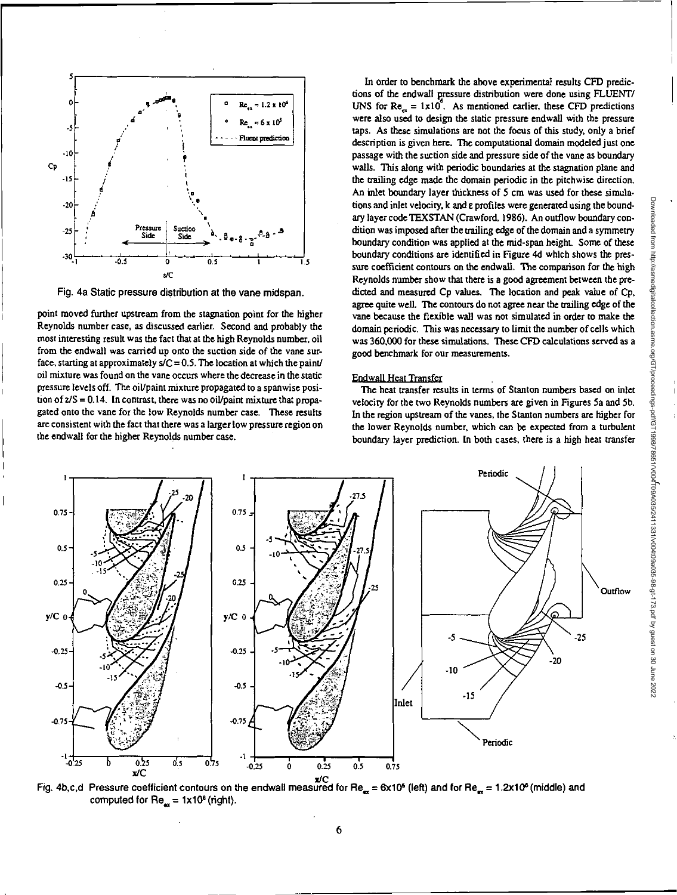Fig. 4a Static pressure distribution at the vane midspan.

point moved further upstream from the stagnation point for the higher Reynolds number case, as discussed earlier. Second and probably the most interesting result was the fact that at the high Reynolds number, oil from the endwall was carried up onto the suction side of the vane surface, starting at approximately $s/C = 0.5$. The location at which the paint/oil mixture was found on the vane occurs where the decrease in the static pressure levels off. The oil/paint mixture propagated to a spanwise position of $z/S = 0.14$. In contrast, there was no oil/paint mixture that propagated onto the vane for the low Reynolds number case. These results are consistent with the fact that there was a larger low pressure region on the endwall for the higher Reynolds number case.

In order to benchmark the above experimental results CFD predictions of the endwall pressure distribution were done using FLUENT/UNS for $Re_{ex} = 1x10^6$. As mentioned earlier, these CFD predictions were also used to design the static pressure endwall with the pressure taps. As these simulations are not the focus of this study, only a brief description is given here. The computational domain modeled just one passage with the suction side and pressure side of the vane as boundary walls. This along with periodic boundaries at the stagnation plane and the trailing edge made the domain periodic in the pitchwise direction. An inlet boundary layer thickness of 5 cm was used for these simulations and inlet velocity, k and ε profiles were generated using the boundary layer code TEXSTAN (Crawford, 1986). An outflow boundary condition was imposed after the trailing edge of the domain and a symmetry boundary condition was applied at the mid-span height. Some of these boundary conditions are identified in Figure 4d which shows the pressure coefficient contours on the endwall. The comparison for the high Reynolds number show that there is a good agreement between the predicted and measured Cp values. The location and peak value of Cp, agree quite well. The contours do not agree near the trailing edge of the vane because the flexible wall was not simulated in order to make the domain periodic. This was necessary to limit the number of cells which was 360,000 for these simulations. These CFD calculations served as a good benchmark for our measurements.

## Endwall Heat Transfer

The heat transfer results in terms of Stanton numbers based on inlet velocity for the two Reynolds numbers are given in Figures 5a and 5b. In the region upstream of the vanes, the Stanton numbers are higher for the lower Reynolds number, which can be expected from a turbulent boundary layer prediction. In both cases, there is a high heat transfer

Fig. 4b,c,d Pressure coefficient contours on the endwall measured for $Re_{ex} = 6x10^5$ (left) and for $Re_{ex} = 1.2x10^6$ (middle) and computed for $Re_{ex} = 1x10^6$ (right).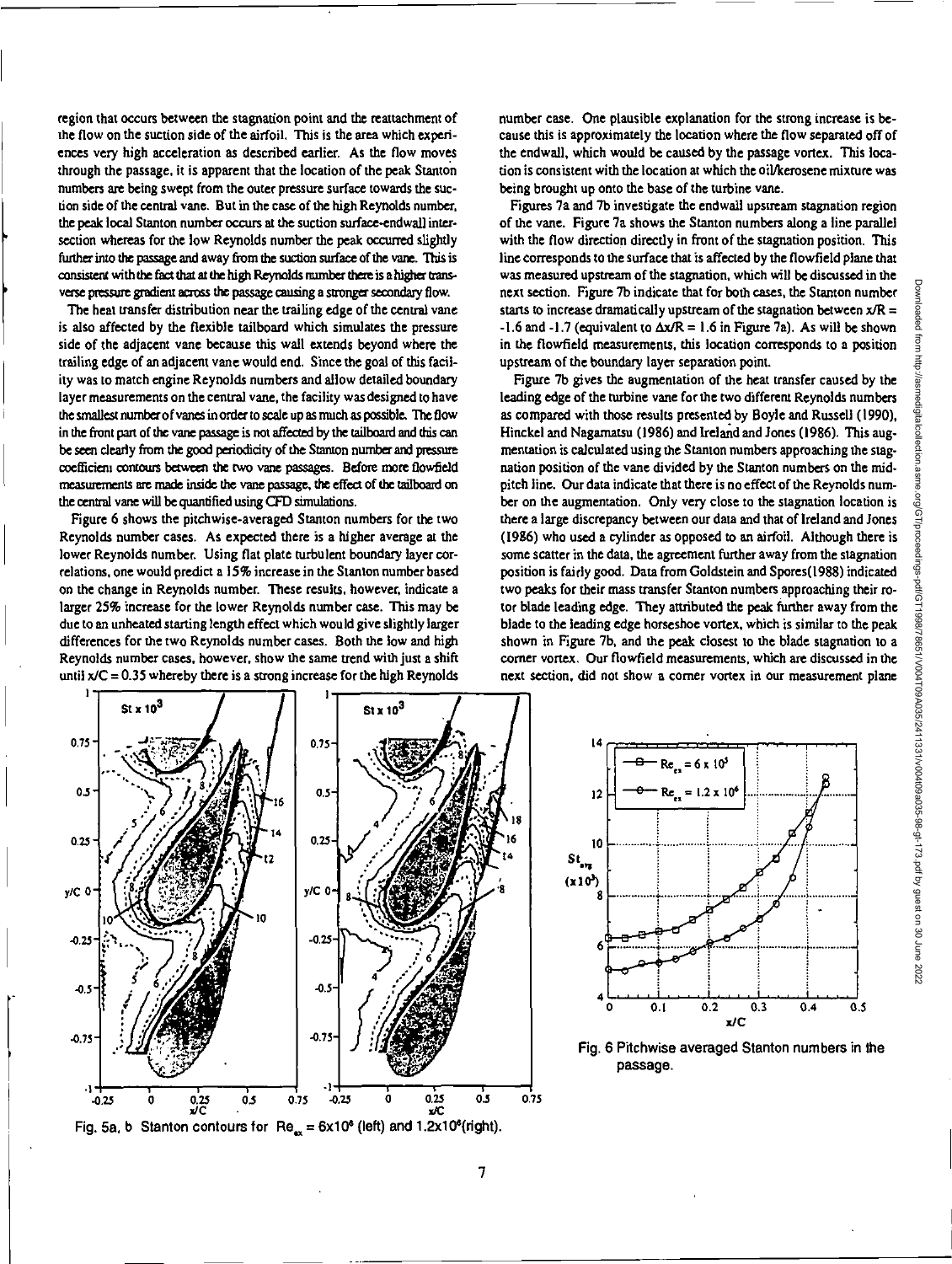region that occurs between the stagnation point and the reattachment of the flow on the suction side of the airfoil. This is the area which experiences very high acceleration as described earlier. As the flow moves through the passage, it is apparent that the location of the peak Stanton numbers are being swept from the outer pressure surface towards the suction side of the central vane. But in the case of the high Reynolds number, the peak local Stanton number occurs at the suction surface-endwall intersection whereas for the low Reynolds number the peak occurred slightly further into the passage and away from the suction surface of the vane. This is consistent with the fact that at the high Reynolds number there is a higher transverse pressure gradient across the passage causing a stronger secondary flow.

The heat transfer distribution near the trailing edge of the central vane is also affected by the flexible tailboard which simulates the pressure side of the adjacent vane because this wall extends beyond where the trailing edge of an adjacent vane would end. Since the goal of this facility was to match engine Reynolds numbers and allow detailed boundary layer measurements on the central vane, the facility was designed to have the smallest number of vanes in order to scale up as much as possible. The flow in the front part of the vane passage is not affected by the tailboard and this can be seen clearly from the good periodicity of the Stanton number and pressure coefficient contours between the two vane passages. Before more flowfield measurements are made inside the vane passage, the effect of the tailboard on the central vane will be quantified using CFD simulations.

Figure 6 shows the pitchwise-averaged Stanton numbers for the two Reynolds number cases. As expected there is a higher average at the lower Reynolds number. Using flat plate turbulent boundary layer correlations, one would predict a 15% increase in the Stanton number based on the change in Reynolds number. These results, however, indicate a larger 25% increase for the lower Reynolds number case. This may be due to an unheated starting length effect which would give slightly larger differences for the two Reynolds number cases. Both the low and high Reynolds number cases, however, show the same trend with just a shift until $x/C = 0.35$ whereby there is a strong increase for the high Reynolds number case. One plausible explanation for the strong increase is because this is approximately the location where the flow separated off of the endwall, which would be caused by the passage vortex. This location is consistent with the location at which the oil/kerosene mixture was being brought up onto the base of the turbine vane.

Figures 7a and 7b investigate the endwall upstream stagnation region of the vane. Figure 7a shows the Stanton numbers along a line parallel with the flow direction directly in front of the stagnation position. This line corresponds to the surface that is affected by the flowfield plane that was measured upstream of the stagnation, which will be discussed in the next section. Figure 7b indicate that for both cases, the Stanton number starts to increase dramatically upstream of the stagnation between $x/R = -1.6$ and $-1.7$ (equivalent to $\Delta x/R = 1.6$ in Figure 7a). As will be shown in the flowfield measurements, this location corresponds to a position upstream of the boundary layer separation point.

Figure 7b gives the augmentation of the heat transfer caused by the leading edge of the turbine vane for the two different Reynolds numbers as compared with those results presented by Boyle and Russell (1990), Hinckel and Nagamatsu (1986) and Ireland and Jones (1986). This augmentation is calculated using the Stanton numbers approaching the stagnation position of the vane divided by the Stanton numbers on the midpitch line. Our data indicate that there is no effect of the Reynolds number on the augmentation. Only very close to the stagnation location is there a large discrepancy between our data and that of Ireland and Jones (1986) who used a cylinder as opposed to an airfoil. Although there is some scatter in the data, the agreement further away from the stagnation position is fairly good. Data from Goldstein and Spores(1988) indicated two peaks for their mass transfer Stanton numbers approaching their rotor blade leading edge. They attributed the peak further away from the blade to the leading edge horseshoe vortex, which is similar to the peak shown in Figure 7b, and the peak closest to the blade stagnation to a corner vortex. Our flowfield measurements, which are discussed in the next section, did not show a corner vortex in our measurement plane

St x 10³

x/C

y/C

Fig. 5a, b Stanton contours for $Re_{ex} = 6 \times 10^5$ (left) and $1.2 \times 10^6$(right).

$Re_{ex} = 6 \times 10^5$

$Re_{ex} = 1.2 \times 10^6$

$St_{avg}$ ($\times 10^3$)

x/C

Fig. 6 Pitchwise averaged Stanton numbers in the passage.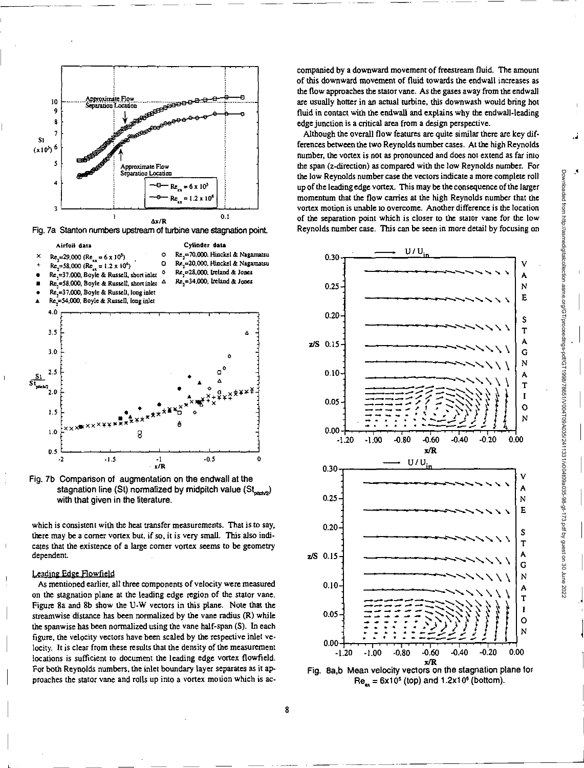Fig. 7a Stanton numbers upstream of turbine vane stagnation point.

Fig. 7b Comparison of augmentation on the endwall at the stagnation line (St) normalized by midpitch value ($St_{pitch/2}$) with that given in the literature.

which is consistent with the heat transfer measurements. That is to say, there may be a corner vortex but, if so, it is very small. This also indicates that the existence of a large corner vortex seems to be geometry dependent.

## Leading Edge Flowfield

As mentioned earlier, all three components of velocity were measured on the stagnation plane at the leading edge region of the stator vane. Figure 8a and 8b show the U-W vectors in this plane. Note that the streamwise distance has been normalized by the vane radius (R) while the spanwise has been normalized using the vane half-span (S). In each figure, the velocity vectors have been scaled by the respective inlet velocity. It is clear from these results that the density of the measurement locations is sufficient to document the leading edge vortex flowfield. For both Reynolds numbers, the inlet boundary layer separates as it approaches the stator vane and rolls up into a vortex motion which is accompanied by a downward movement of freestream fluid. The amount of this downward movement of fluid towards the endwall increases as the flow approaches the stator vane. As the gases away from the endwall are usually hotter in an actual turbine, this downwash would bring hot fluid in contact with the endwall and explains why the endwall-leading edge junction is a critical area from a design perspective.

Although the overall flow features are quite similar there are key differences between the two Reynolds number cases. At the high Reynolds number, the vortex is not as pronounced and does not extend as far into the span (z-direction) as compared with the low Reynolds number. For the low Reynolds number case the vectors indicate a more complete roll up of the leading edge vortex. This may be the consequence of the larger momentum that the flow carries at the high Reynolds number that the vortex motion is unable to overcome. Another difference is the location of the separation point which is closer to the stator vane for the low Reynolds number case. This can be seen in more detail by focusing on

Fig. 8a,b Mean velocity vectors on the stagnation plane for $Re_{ex} = 6x10^5$ (top) and $1.2x10^6$ (bottom).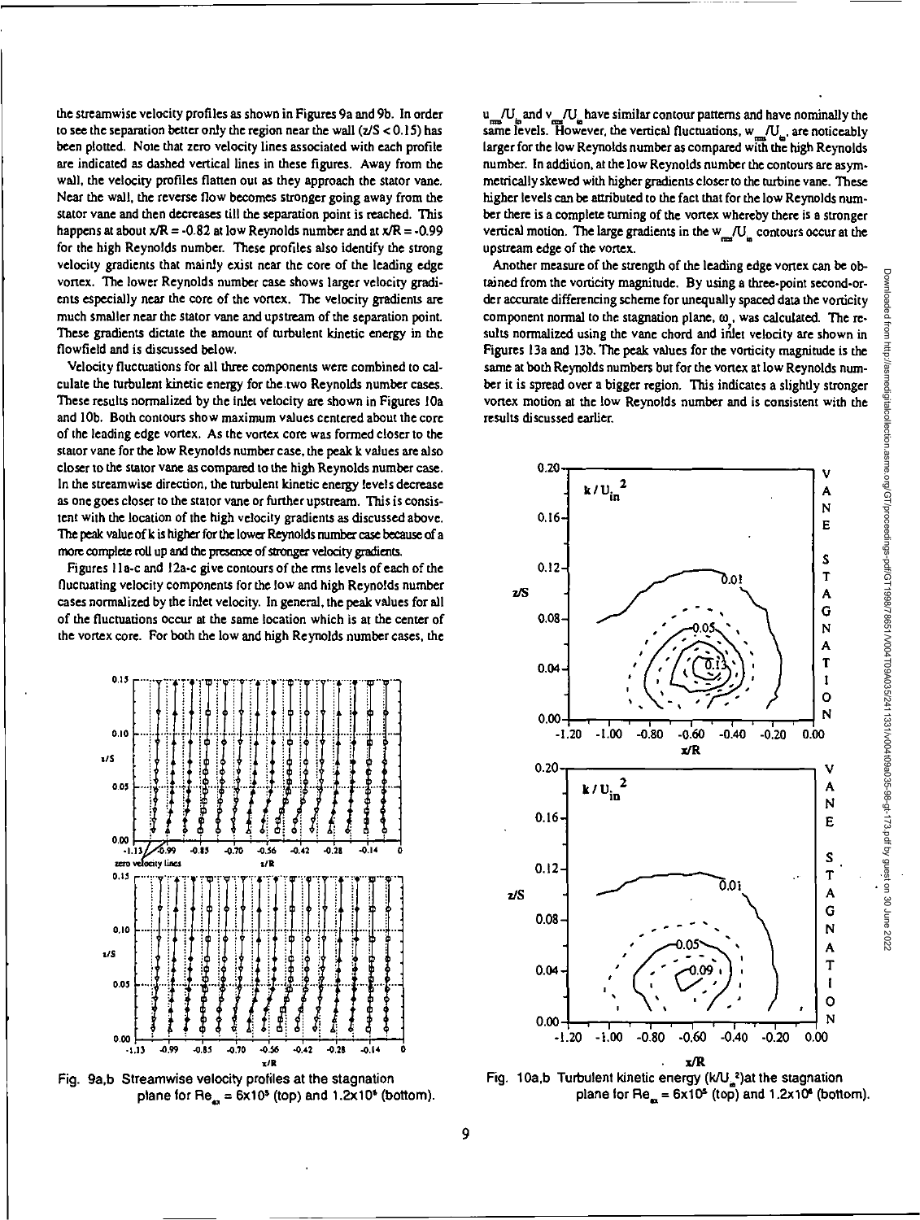the streamwise velocity profiles as shown in Figures 9a and 9b. In order to see the separation better only the region near the wall ($z/S < 0.15$) has been plotted. Note that zero velocity lines associated with each profile are indicated as dashed vertical lines in these figures. Away from the wall, the velocity profiles flatten out as they approach the stator vane. Near the wall, the reverse flow becomes stronger going away from the stator vane and then decreases till the separation point is reached. This happens at about $x/R = -0.82$ at low Reynolds number and at $x/R = -0.99$ for the high Reynolds number. These profiles also identify the strong velocity gradients that mainly exist near the core of the leading edge vortex. The lower Reynolds number case shows larger velocity gradients especially near the core of the vortex. The velocity gradients are much smaller near the stator vane and upstream of the separation point. These gradients dictate the amount of turbulent kinetic energy in the flowfield and is discussed below.

Velocity fluctuations for all three components were combined to calculate the turbulent kinetic energy for the two Reynolds number cases. These results normalized by the inlet velocity are shown in Figures 10a and 10b. Both contours show maximum values centered about the core of the leading edge vortex. As the vortex core was formed closer to the stator vane for the low Reynolds number case, the peak k values are also closer to the stator vane as compared to the high Reynolds number case. In the streamwise direction, the turbulent kinetic energy levels decrease as one goes closer to the stator vane or further upstream. This is consistent with the location of the high velocity gradients as discussed above. The peak value of k is higher for the lower Reynolds number case because of a more complete roll up and the presence of stronger velocity gradients.

Figures 11a-c and 12a-c give contours of the rms levels of each of the fluctuating velocity components for the low and high Reynolds number cases normalized by the inlet velocity. In general, the peak values for all of the fluctuations occur at the same location which is at the center of the vortex core. For both the low and high Reynolds number cases, the $u_{rms}/U_{in}$ and $v_{rms}/U_{in}$ have similar contour patterns and have nominally the same levels. However, the vertical fluctuations, $w_{rms}/U_{in}$, are noticeably larger for the low Reynolds number as compared with the high Reynolds number. In addition, at the low Reynolds number the contours are asymmetrically skewed with higher gradients closer to the turbine vane. These higher levels can be attributed to the fact that for the low Reynolds number there is a complete turning of the vortex whereby there is a stronger vertical motion. The large gradients in the $w_{rms}/U_{in}$ contours occur at the upstream edge of the vortex.

Another measure of the strength of the leading edge vortex can be obtained from the vorticity magnitude. By using a three-point second-order accurate differencing scheme for unequally spaced data the vorticity component normal to the stagnation plane, $\omega_y$, was calculated. The results normalized using the vane chord and inlet velocity are shown in Figures 13a and 13b. The peak values for the vorticity magnitude is the same at both Reynolds numbers but for the vortex at low Reynolds number it is spread over a bigger region. This indicates a slightly stronger vortex motion at the low Reynolds number and is consistent with the results discussed earlier.

Fig. 9a,b Streamwise velocity profiles at the stagnation plane for $Re_{ex} = 6\times10^5$ (top) and $1.2\times10^6$ (bottom).

Fig. 10a,b Turbulent kinetic energy ($k/U_{in}^2$) at the stagnation plane for $Re_{ex} = 6\times10^5$ (top) and $1.2\times10^6$ (bottom).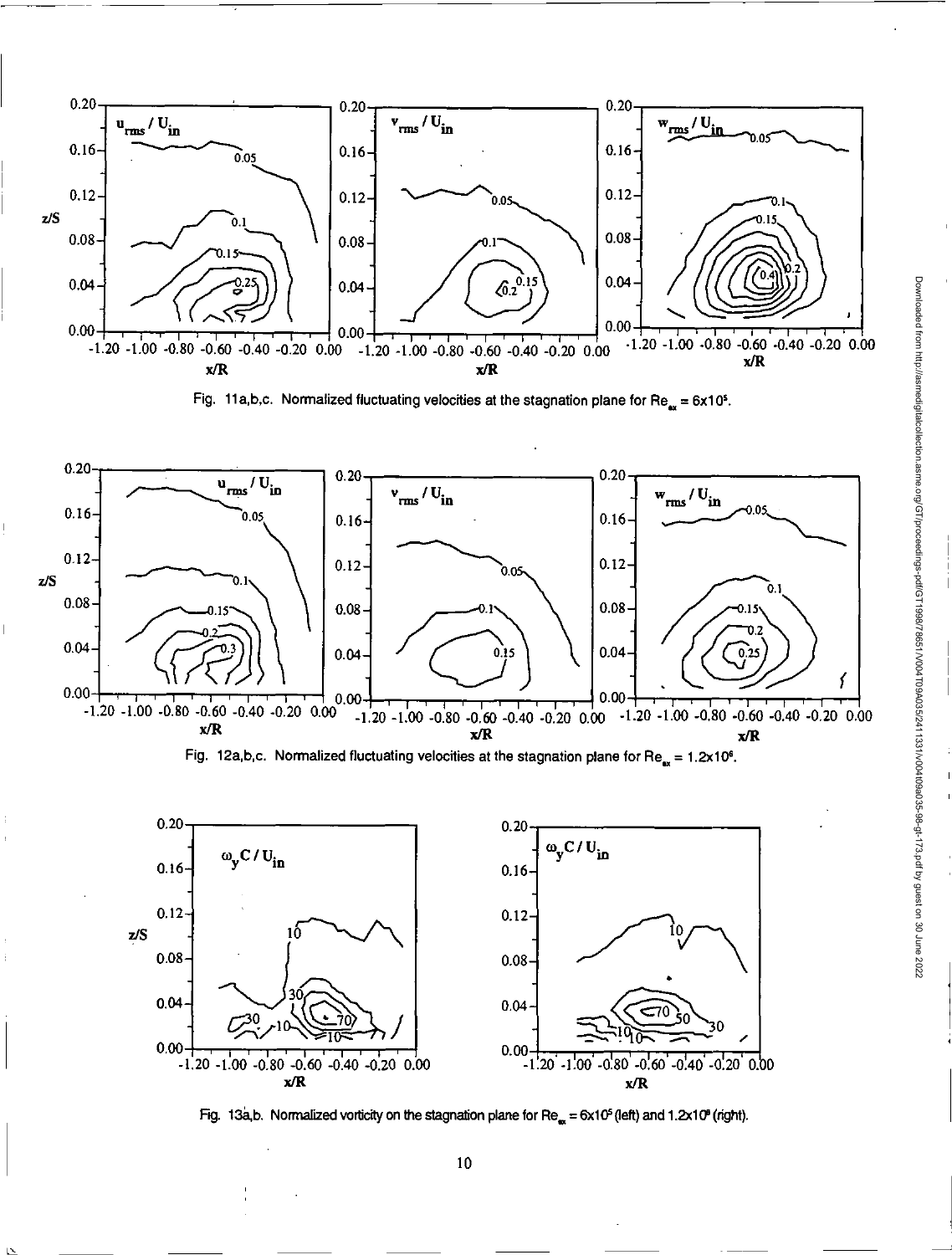Fig. 11a,b,c. Normalized fluctuating velocities at the stagnation plane for $Re_{ax} = 6 \times 10^5$.

Fig. 12a,b,c. Normalized fluctuating velocities at the stagnation plane for $Re_{ax} = 1.2 \times 10^6$.

Fig. 13a,b. Normalized vorticity on the stagnation plane for $Re_{ax} = 6 \times 10^5$ (left) and $1.2 \times 10^6$ (right).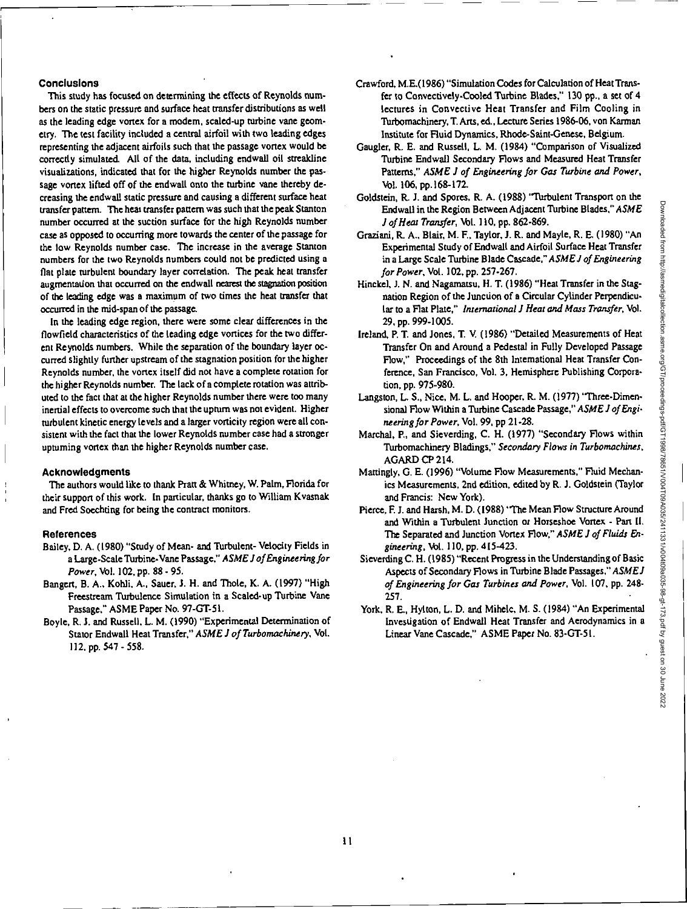## Conclusions

This study has focused on determining the effects of Reynolds numbers on the static pressure and surface heat transfer distributions as well as the leading edge vortex for a modern, scaled-up turbine vane geometry. The test facility included a central airfoil with two leading edges representing the adjacent airfoils such that the passage vortex would be correctly simulated. All of the data, including endwall oil streakline visualizations, indicated that for the higher Reynolds number the passage vortex lifted off of the endwall onto the turbine vane thereby decreasing the endwall static pressure and causing a different surface heat transfer pattern. The heat transfer pattern was such that the peak Stanton number occurred at the suction surface for the high Reynolds number case as opposed to occurring more towards the center of the passage for the low Reynolds number case. The increase in the average Stanton numbers for the two Reynolds numbers could not be predicted using a flat plate turbulent boundary layer correlation. The peak heat transfer augmentation that occurred on the endwall nearest the stagnation position of the leading edge was a maximum of two times the heat transfer that occurred in the mid-span of the passage.

In the leading edge region, there were some clear differences in the flowfield characteristics of the leading edge vortices for the two different Reynolds numbers. While the separation of the boundary layer occurred slightly further upstream of the stagnation position for the higher Reynolds number, the vortex itself did not have a complete rotation for the higher Reynolds number. The lack of a complete rotation was attributed to the fact that at the higher Reynolds number there were too many inertial effects to overcome such that the upturn was not evident. Higher turbulent kinetic energy levels and a larger vorticity region were all consistent with the fact that the lower Reynolds number case had a stronger upturning vortex than the higher Reynolds number case.

## Acknowledgments

The authors would like to thank Pratt & Whitney, W. Palm, Florida for their support of this work. In particular, thanks go to William Kvasnak and Fred Soechting for being the contract monitors.

## References

Bailey, D. A. (1980) "Study of Mean- and Turbulent- Velocity Fields in a Large-Scale Turbine-Vane Passage," *ASME J of Engineering for Power*, Vol. 102, pp. 88 - 95.

Bangert, B. A., Kohli, A., Sauer, J. H. and Thole, K. A. (1997) "High Freestream Turbulence Simulation in a Scaled-up Turbine Vane Passage," ASME Paper No. 97-GT-51.

Boyle, R. J. and Russell, L. M. (1990) "Experimental Determination of Stator Endwall Heat Transfer," *ASME J of Turbomachinery*, Vol. 112, pp. 547 - 558.

Crawford, M.E.(1986) "Simulation Codes for Calculation of Heat Transfer to Convectively-Cooled Turbine Blades," 130 pp., a set of 4 lectures in Convective Heat Transfer and Film Cooling in Turbomachinery, T. Arts, ed., Lecture Series 1986-06, von Karman Institute for Fluid Dynamics, Rhode-Saint-Genese, Belgium.

Gaugler, R. E. and Russell, L. M. (1984) "Comparison of Visualized Turbine Endwall Secondary Flows and Measured Heat Transfer Patterns," *ASME J of Engineering for Gas Turbine and Power*, Vol. 106, pp.168-172.

Goldstein, R. J. and Spores, R. A. (1988) "Turbulent Transport on the Endwall in the Region Between Adjacent Turbine Blades," *ASME J of Heat Transfer*, Vol. 110, pp. 862-869.

Graziani, R. A., Blair, M. F., Taylor, J. R. and Mayle, R. E. (1980) "An Experimental Study of Endwall and Airfoil Surface Heat Transfer in a Large Scale Turbine Blade Cascade," *ASME J of Engineering for Power*, Vol. 102, pp. 257-267.

Hinckel, J. N. and Nagamatsu, H. T. (1986) "Heat Transfer in the Stagnation Region of the Junction of a Circular Cylinder Perpendicular to a Flat Plate," *International J Heat and Mass Transfer*, Vol. 29, pp. 999-1005.

Ireland, P. T. and Jones, T. V. (1986) "Detailed Measurements of Heat Transfer On and Around a Pedestal in Fully Developed Passage Flow," Proceedings of the 8th International Heat Transfer Conference, San Francisco, Vol. 3, Hemisphere Publishing Corporation, pp. 975-980.

Langston, L. S., Nice, M. L. and Hooper, R. M. (1977) "Three-Dimensional Flow Within a Turbine Cascade Passage," *ASME J of Engineering for Power*, Vol. 99, pp 21-28.

Marchal, P., and Sieverding, C. H. (1977) "Secondary Flows within Turbomachinery Bladings," *Secondary Flows in Turbomachines*, AGARD CP 214.

Mattingly, G. E. (1996) "Volume Flow Measurements," Fluid Mechanics Measurements, 2nd edition, edited by R. J. Goldstein (Taylor and Francis: New York).

Pierce, F. J. and Harsh, M. D. (1988) "The Mean Flow Structure Around and Within a Turbulent Junction or Horseshoe Vortex - Part II. The Separated and Junction Vortex Flow," *ASME J of Fluids Engineering*, Vol. 110, pp. 415-423.

Sieverding C. H. (1985) "Recent Progress in the Understanding of Basic Aspects of Secondary Flows in Turbine Blade Passages," *ASME J of Engineering for Gas Turbines and Power*, Vol. 107, pp. 248-257.

York, R. E., Hylton, L. D. and Mihelc, M. S. (1984) "An Experimental Investigation of Endwall Heat Transfer and Aerodynamics in a Linear Vane Cascade," ASME Paper No. 83-GT-51.